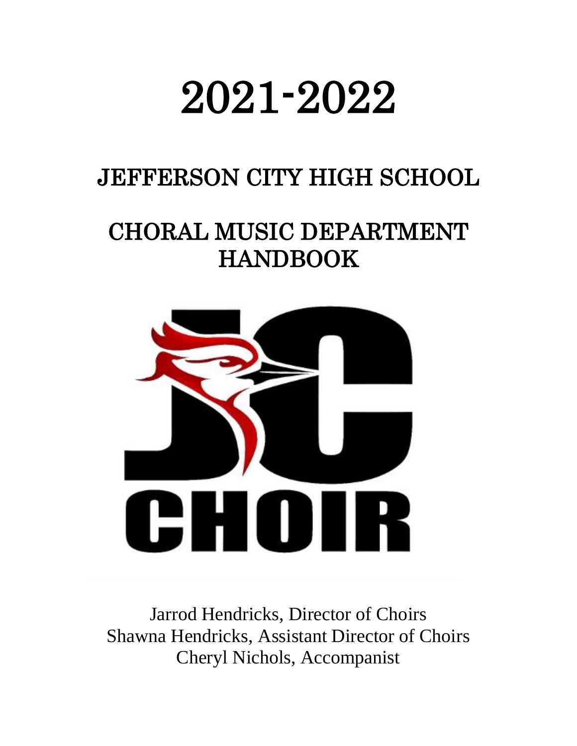# 2021-2022

## JEFFERSON CITY HIGH SCHOOL

## CHORAL MUSIC DEPARTMENT HANDBOOK

Jarrod Hendricks, Director of Choirs
Shawna Hendricks, Assistant Director of Choirs
Cheryl Nichols, Accompanist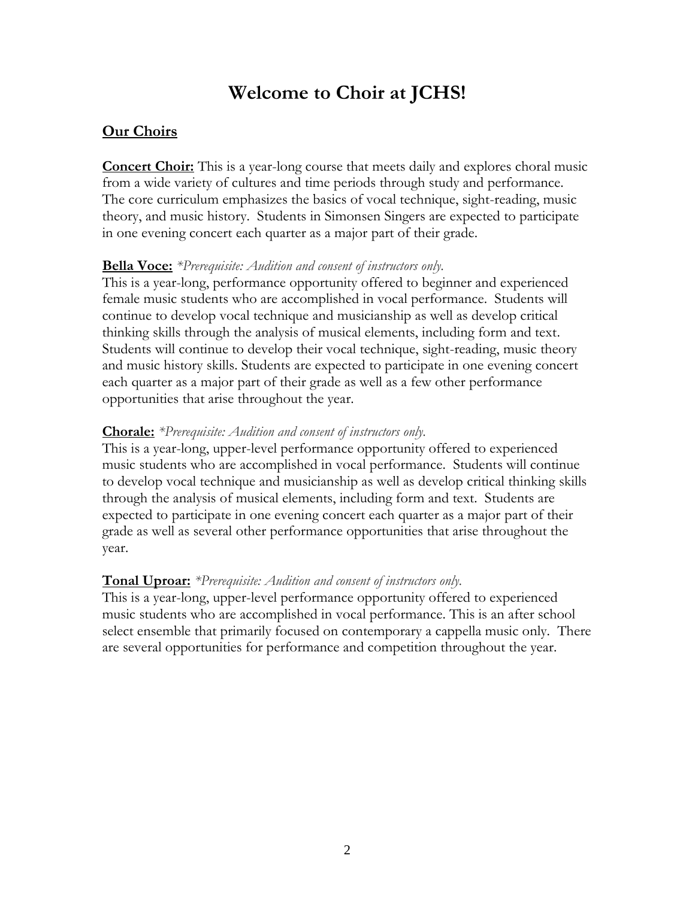# Welcome to Choir at JCHS!

## Our Choirs

**Concert Choir:** This is a year-long course that meets daily and explores choral music from a wide variety of cultures and time periods through study and performance. The core curriculum emphasizes the basics of vocal technique, sight-reading, music theory, and music history. Students in Simonsen Singers are expected to participate in one evening concert each quarter as a major part of their grade.

**Bella Voce:** *\*Prerequisite: Audition and consent of instructors only.*
This is a year-long, performance opportunity offered to beginner and experienced female music students who are accomplished in vocal performance. Students will continue to develop vocal technique and musicianship as well as develop critical thinking skills through the analysis of musical elements, including form and text. Students will continue to develop their vocal technique, sight-reading, music theory and music history skills. Students are expected to participate in one evening concert each quarter as a major part of their grade as well as a few other performance opportunities that arise throughout the year.

**Chorale:** *\*Prerequisite: Audition and consent of instructors only.*
This is a year-long, upper-level performance opportunity offered to experienced music students who are accomplished in vocal performance. Students will continue to develop vocal technique and musicianship as well as develop critical thinking skills through the analysis of musical elements, including form and text. Students are expected to participate in one evening concert each quarter as a major part of their grade as well as several other performance opportunities that arise throughout the year.

**Tonal Uproar:** *\*Prerequisite: Audition and consent of instructors only.*
This is a year-long, upper-level performance opportunity offered to experienced music students who are accomplished in vocal performance. This is an after school select ensemble that primarily focused on contemporary a cappella music only. There are several opportunities for performance and competition throughout the year.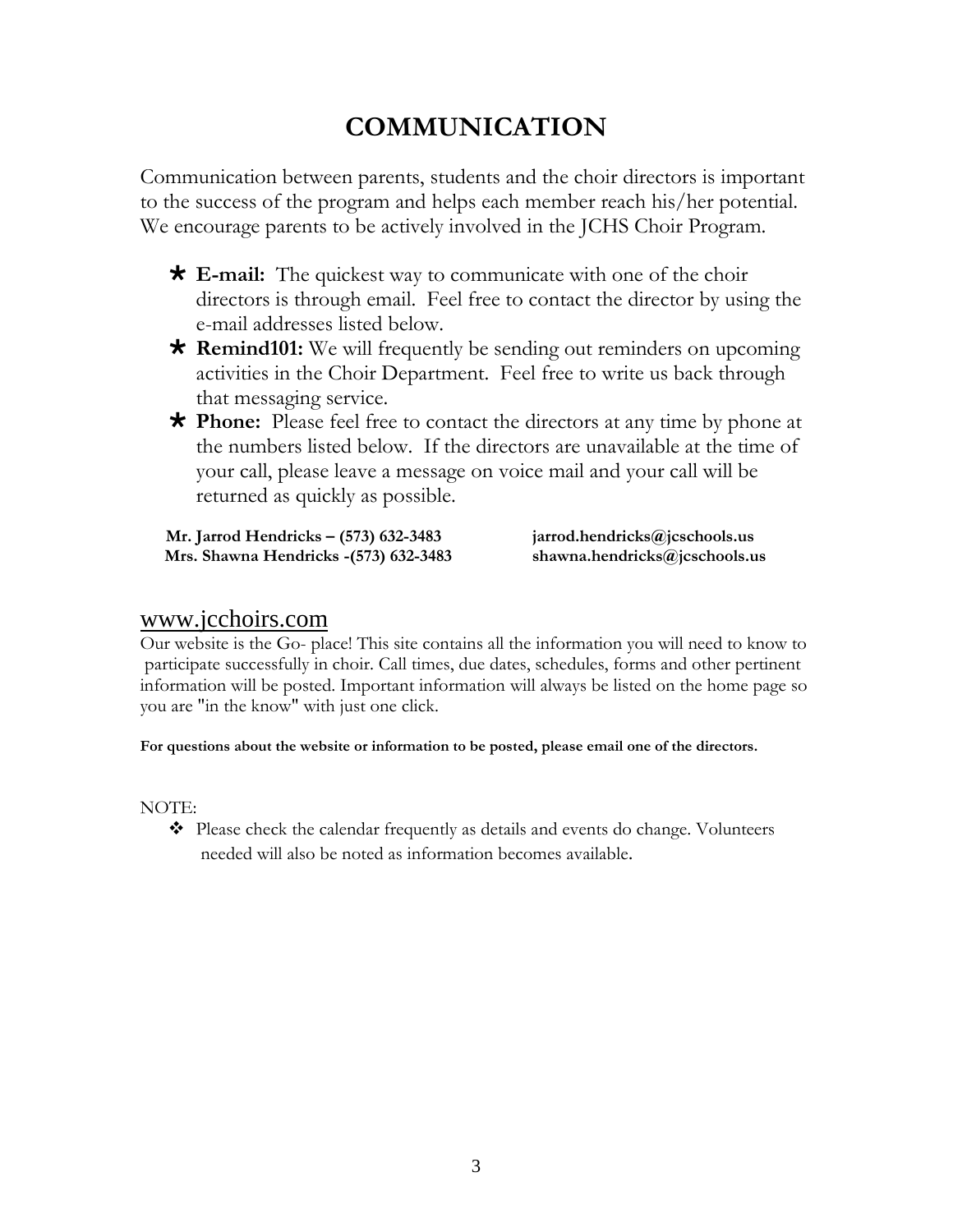# COMMUNICATION

Communication between parents, students and the choir directors is important to the success of the program and helps each member reach his/her potential. We encourage parents to be actively involved in the JCHS Choir Program.

- **E-mail:** The quickest way to communicate with one of the choir directors is through email. Feel free to contact the director by using the e-mail addresses listed below.
- **Remind101:** We will frequently be sending out reminders on upcoming activities in the Choir Department. Feel free to write us back through that messaging service.
- **Phone:** Please feel free to contact the directors at any time by phone at the numbers listed below. If the directors are unavailable at the time of your call, please leave a message on voice mail and your call will be returned as quickly as possible.

**Mr. Jarrod Hendricks – (573) 632-3483** **jarrod.hendricks@jcschools.us**
**Mrs. Shawna Hendricks -(573) 632-3483** **shawna.hendricks@jcschools.us**

## www.jcchoirs.com

Our website is the Go- place! This site contains all the information you will need to know to participate successfully in choir. Call times, due dates, schedules, forms and other pertinent information will be posted. Important information will always be listed on the home page so you are "in the know" with just one click.

**For questions about the website or information to be posted, please email one of the directors.**

NOTE:

- Please check the calendar frequently as details and events do change. Volunteers needed will also be noted as information becomes available.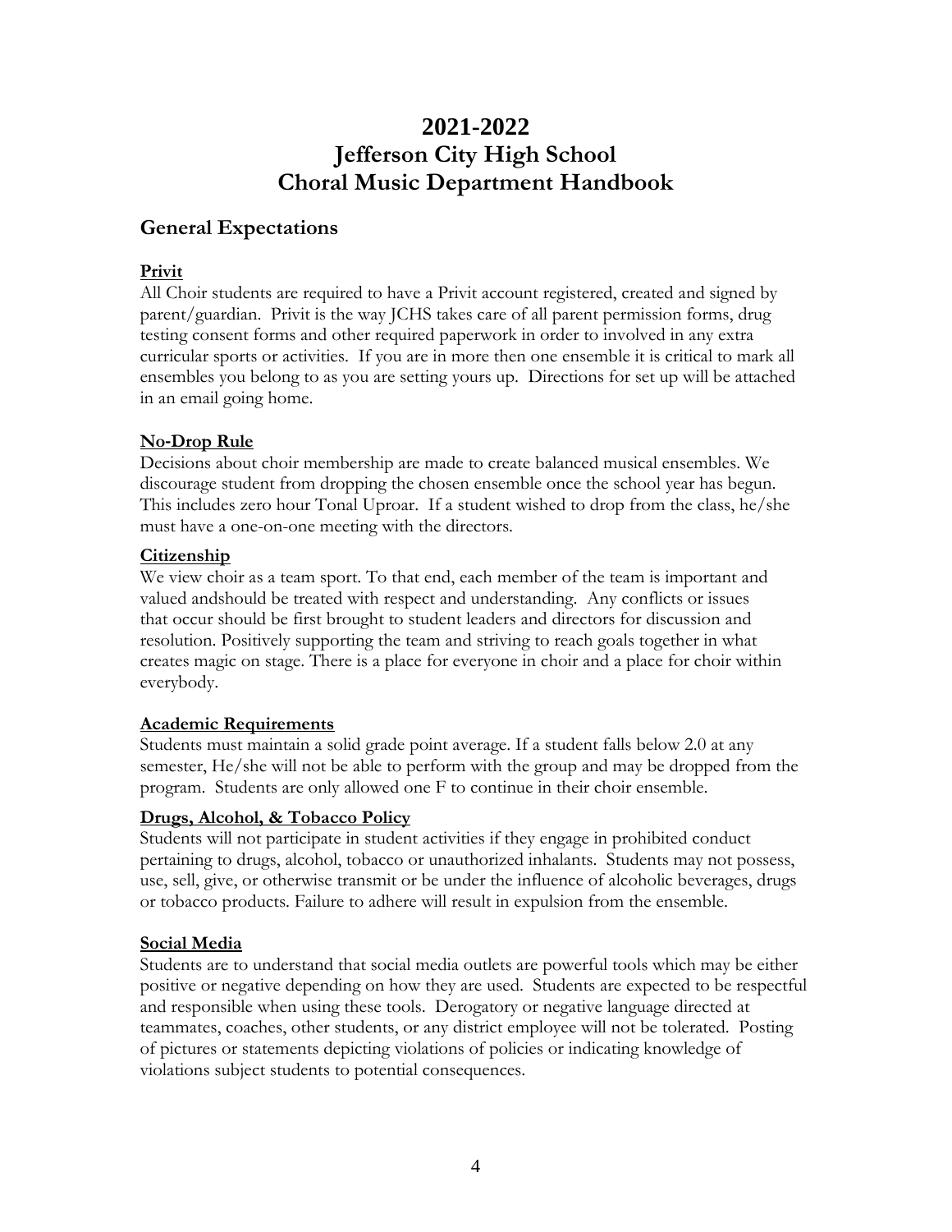# 2021-2022
# Jefferson City High School
# Choral Music Department Handbook

## General Expectations

**<u>Privit</u>**

All Choir students are required to have a Privit account registered, created and signed by parent/guardian. Privit is the way JCHS takes care of all parent permission forms, drug testing consent forms and other required paperwork in order to involved in any extra curricular sports or activities. If you are in more then one ensemble it is critical to mark all ensembles you belong to as you are setting yours up. Directions for set up will be attached in an email going home.

**<u>No-Drop Rule</u>**

Decisions about choir membership are made to create balanced musical ensembles. We discourage student from dropping the chosen ensemble once the school year has begun. This includes zero hour Tonal Uproar. If a student wished to drop from the class, he/she must have a one-on-one meeting with the directors.

**<u>Citizenship</u>**

We view choir as a team sport. To that end, each member of the team is important and valued andshould be treated with respect and understanding. Any conflicts or issues that occur should be first brought to student leaders and directors for discussion and resolution. Positively supporting the team and striving to reach goals together in what creates magic on stage. There is a place for everyone in choir and a place for choir within everybody.

**<u>Academic Requirements</u>**

Students must maintain a solid grade point average. If a student falls below 2.0 at any semester, He/she will not be able to perform with the group and may be dropped from the program. Students are only allowed one F to continue in their choir ensemble.

**<u>Drugs, Alcohol, & Tobacco Policy</u>**

Students will not participate in student activities if they engage in prohibited conduct pertaining to drugs, alcohol, tobacco or unauthorized inhalants. Students may not possess, use, sell, give, or otherwise transmit or be under the influence of alcoholic beverages, drugs or tobacco products. Failure to adhere will result in expulsion from the ensemble.

**<u>Social Media</u>**

Students are to understand that social media outlets are powerful tools which may be either positive or negative depending on how they are used. Students are expected to be respectful and responsible when using these tools. Derogatory or negative language directed at teammates, coaches, other students, or any district employee will not be tolerated. Posting of pictures or statements depicting violations of policies or indicating knowledge of violations subject students to potential consequences.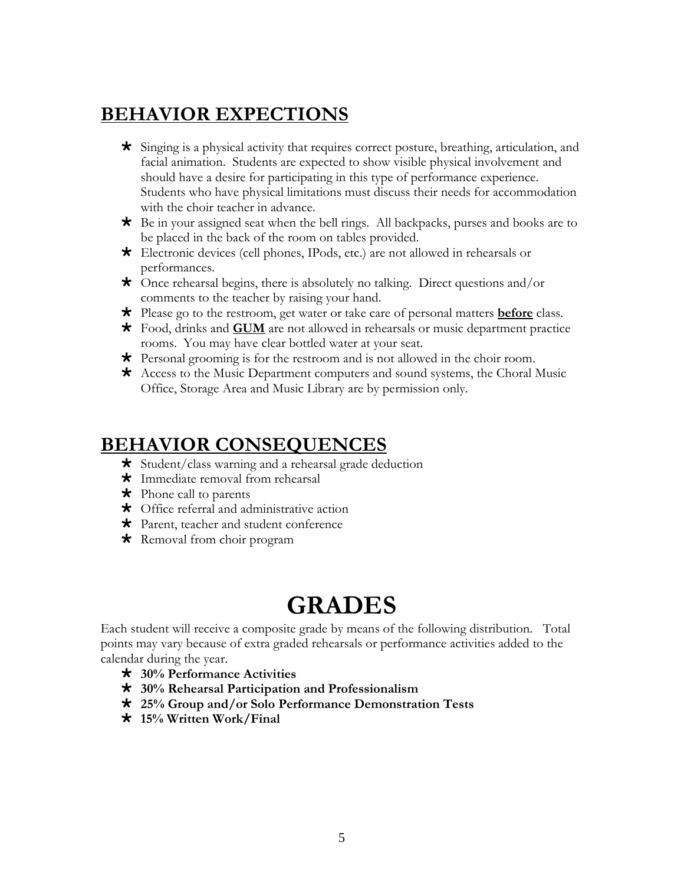## **BEHAVIOR EXPECTIONS**

- Singing is a physical activity that requires correct posture, breathing, articulation, and facial animation. Students are expected to show visible physical involvement and should have a desire for participating in this type of performance experience. Students who have physical limitations must discuss their needs for accommodation with the choir teacher in advance.
- Be in your assigned seat when the bell rings. All backpacks, purses and books are to be placed in the back of the room on tables provided.
- Electronic devices (cell phones, IPods, etc.) are not allowed in rehearsals or performances.
- Once rehearsal begins, there is absolutely no talking. Direct questions and/or comments to the teacher by raising your hand.
- Please go to the restroom, get water or take care of personal matters **before** class.
- Food, drinks and **GUM** are not allowed in rehearsals or music department practice rooms. You may have clear bottled water at your seat.
- Personal grooming is for the restroom and is not allowed in the choir room.
- Access to the Music Department computers and sound systems, the Choral Music Office, Storage Area and Music Library are by permission only.

## **BEHAVIOR CONSEQUENCES**

- Student/class warning and a rehearsal grade deduction
- Immediate removal from rehearsal
- Phone call to parents
- Office referral and administrative action
- Parent, teacher and student conference
- Removal from choir program

# GRADES

Each student will receive a composite grade by means of the following distribution. Total points may vary because of extra graded rehearsals or performance activities added to the calendar during the year.

- **30% Performance Activities**
- **30% Rehearsal Participation and Professionalism**
- **25% Group and/or Solo Performance Demonstration Tests**
- **15% Written Work/Final**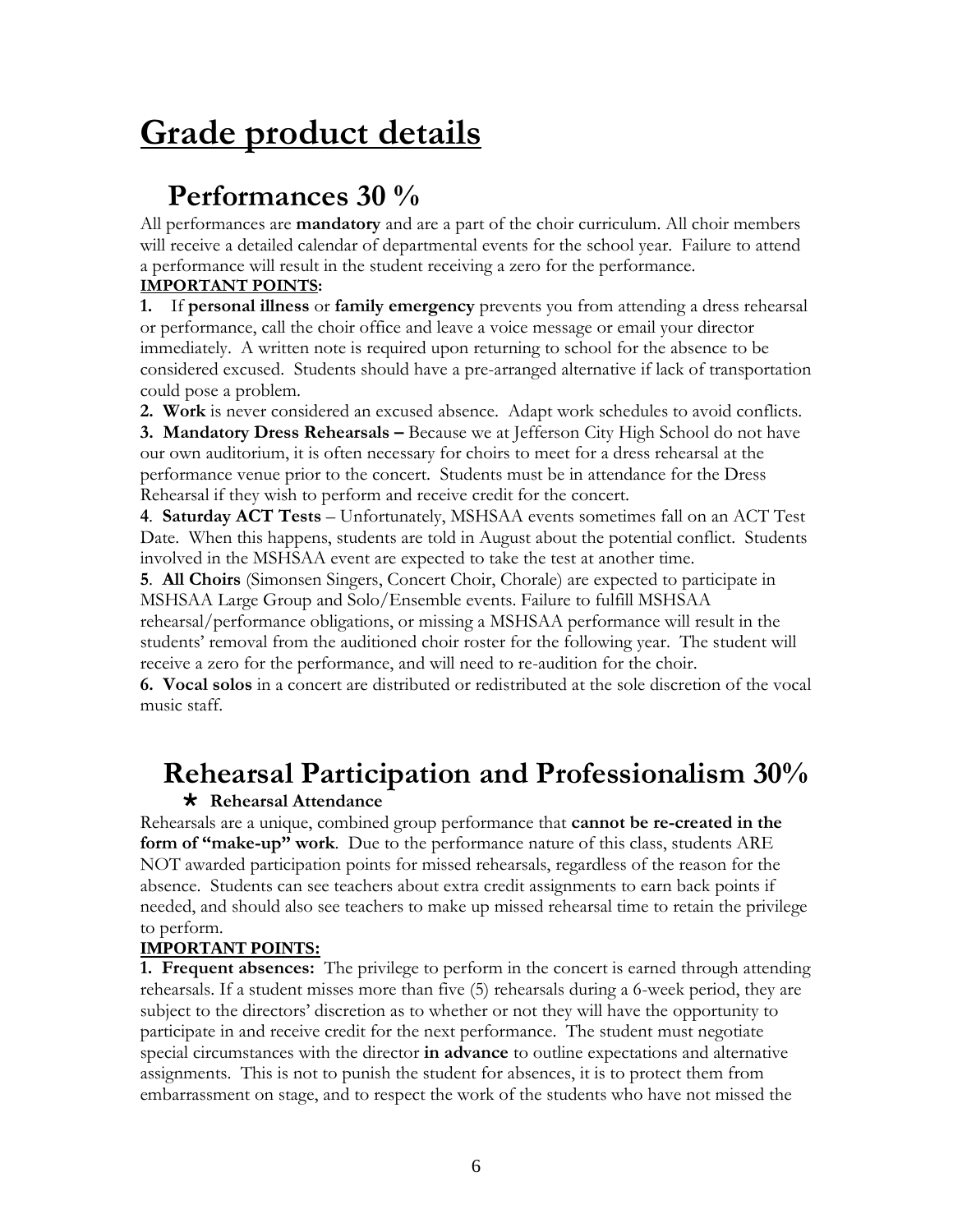# Grade product details

## Performances 30 %

All performances are **mandatory** and are a part of the choir curriculum. All choir members will receive a detailed calendar of departmental events for the school year. Failure to attend a performance will result in the student receiving a zero for the performance.

**IMPORTANT POINTS:**

**1.** If **personal illness** or **family emergency** prevents you from attending a dress rehearsal or performance, call the choir office and leave a voice message or email your director immediately. A written note is required upon returning to school for the absence to be considered excused. Students should have a pre-arranged alternative if lack of transportation could pose a problem.

**2. Work** is never considered an excused absence. Adapt work schedules to avoid conflicts.

**3. Mandatory Dress Rehearsals –** Because we at Jefferson City High School do not have our own auditorium, it is often necessary for choirs to meet for a dress rehearsal at the performance venue prior to the concert. Students must be in attendance for the Dress Rehearsal if they wish to perform and receive credit for the concert.

**4**. **Saturday ACT Tests** – Unfortunately, MSHSAA events sometimes fall on an ACT Test Date. When this happens, students are told in August about the potential conflict. Students involved in the MSHSAA event are expected to take the test at another time.

**5**. **All Choirs** (Simonsen Singers, Concert Choir, Chorale) are expected to participate in MSHSAA Large Group and Solo/Ensemble events. Failure to fulfill MSHSAA rehearsal/performance obligations, or missing a MSHSAA performance will result in the students' removal from the auditioned choir roster for the following year. The student will receive a zero for the performance, and will need to re-audition for the choir.

**6. Vocal solos** in a concert are distributed or redistributed at the sole discretion of the vocal music staff.

## Rehearsal Participation and Professionalism 30%

★ **Rehearsal Attendance**

Rehearsals are a unique, combined group performance that **cannot be re-created in the form of "make-up" work**. Due to the performance nature of this class, students ARE NOT awarded participation points for missed rehearsals, regardless of the reason for the absence. Students can see teachers about extra credit assignments to earn back points if needed, and should also see teachers to make up missed rehearsal time to retain the privilege to perform.

**IMPORTANT POINTS:**

**1. Frequent absences:** The privilege to perform in the concert is earned through attending rehearsals. If a student misses more than five (5) rehearsals during a 6-week period, they are subject to the directors' discretion as to whether or not they will have the opportunity to participate in and receive credit for the next performance. The student must negotiate special circumstances with the director **in advance** to outline expectations and alternative assignments. This is not to punish the student for absences, it is to protect them from embarrassment on stage, and to respect the work of the students who have not missed the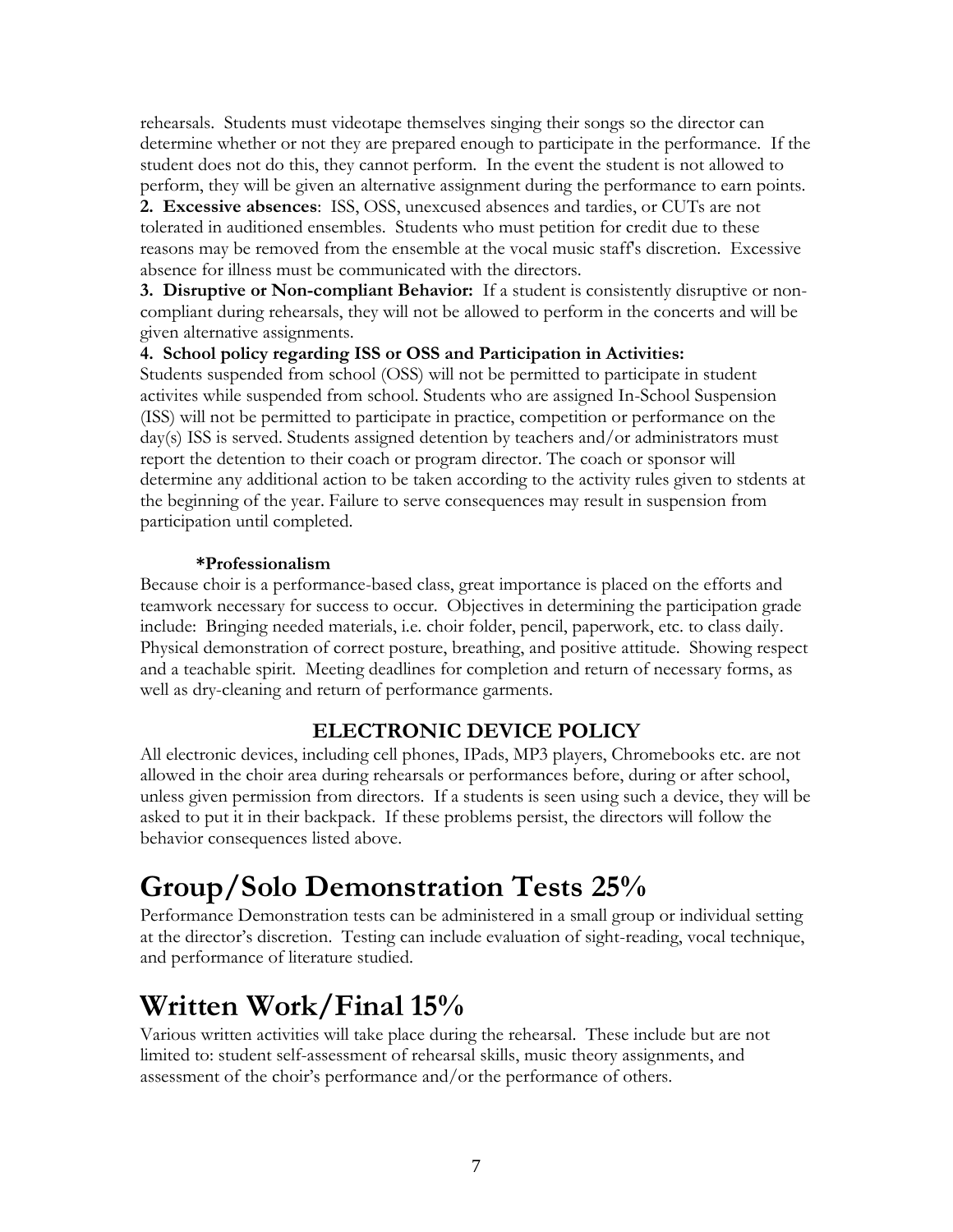rehearsals. Students must videotape themselves singing their songs so the director can determine whether or not they are prepared enough to participate in the performance. If the student does not do this, they cannot perform. In the event the student is not allowed to perform, they will be given an alternative assignment during the performance to earn points.

**2. Excessive absences**: ISS, OSS, unexcused absences and tardies, or CUTs are not tolerated in auditioned ensembles. Students who must petition for credit due to these reasons may be removed from the ensemble at the vocal music staff's discretion. Excessive absence for illness must be communicated with the directors.

**3. Disruptive or Non-compliant Behavior:** If a student is consistently disruptive or non-compliant during rehearsals, they will not be allowed to perform in the concerts and will be given alternative assignments.

**4. School policy regarding ISS or OSS and Participation in Activities:**
Students suspended from school (OSS) will not be permitted to participate in student activites while suspended from school. Students who are assigned In-School Suspension (ISS) will not be permitted to participate in practice, competition or performance on the day(s) ISS is served. Students assigned detention by teachers and/or administrators must report the detention to their coach or program director. The coach or sponsor will determine any additional action to be taken according to the activity rules given to stdents at the beginning of the year. Failure to serve consequences may result in suspension from participation until completed.

**\*Professionalism**

Because choir is a performance-based class, great importance is placed on the efforts and teamwork necessary for success to occur. Objectives in determining the participation grade include: Bringing needed materials, i.e. choir folder, pencil, paperwork, etc. to class daily. Physical demonstration of correct posture, breathing, and positive attitude. Showing respect and a teachable spirit. Meeting deadlines for completion and return of necessary forms, as well as dry-cleaning and return of performance garments.

### ELECTRONIC DEVICE POLICY

All electronic devices, including cell phones, IPads, MP3 players, Chromebooks etc. are not allowed in the choir area during rehearsals or performances before, during or after school, unless given permission from directors. If a students is seen using such a device, they will be asked to put it in their backpack. If these problems persist, the directors will follow the behavior consequences listed above.

# Group/Solo Demonstration Tests 25%

Performance Demonstration tests can be administered in a small group or individual setting at the director's discretion. Testing can include evaluation of sight-reading, vocal technique, and performance of literature studied.

# Written Work/Final 15%

Various written activities will take place during the rehearsal. These include but are not limited to: student self-assessment of rehearsal skills, music theory assignments, and assessment of the choir's performance and/or the performance of others.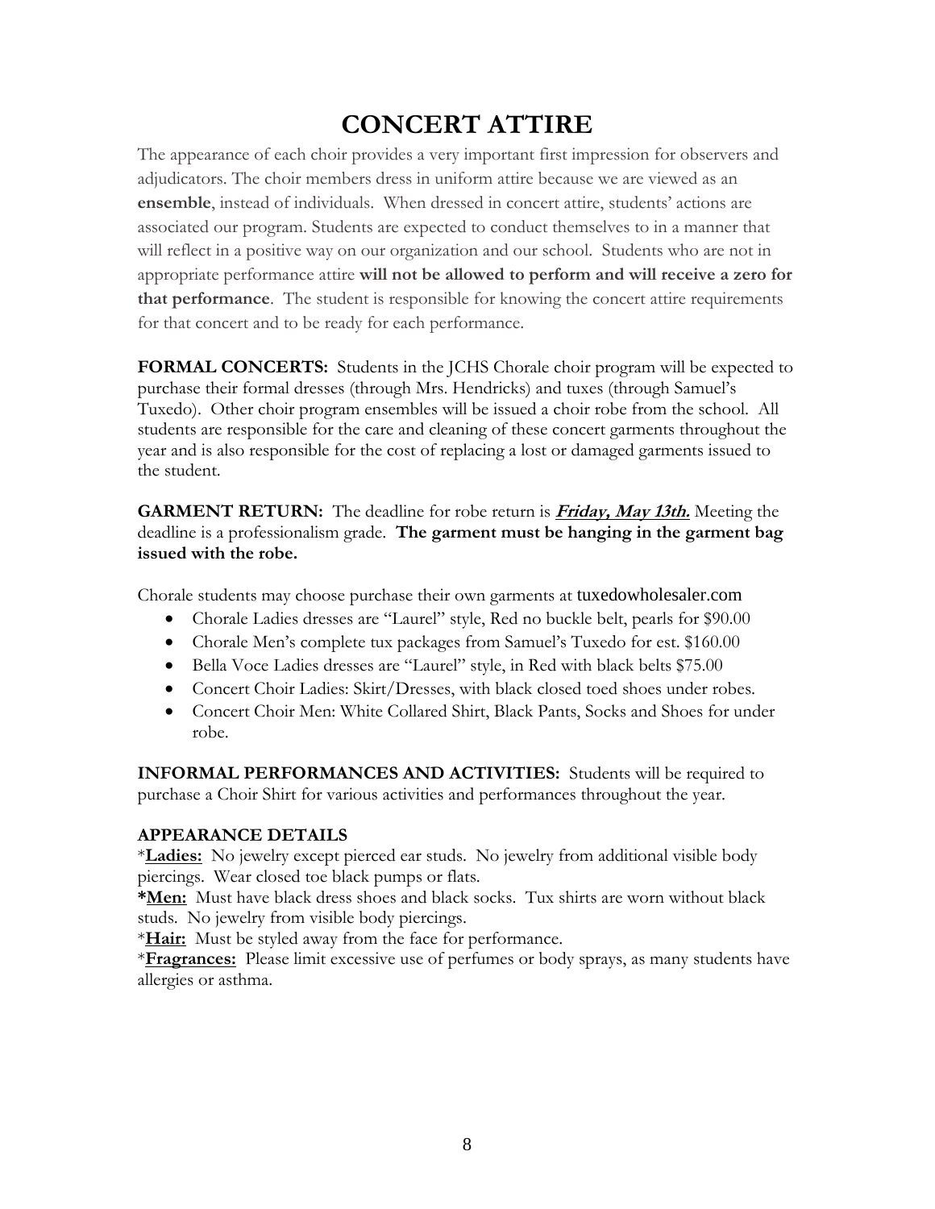# CONCERT ATTIRE

The appearance of each choir provides a very important first impression for observers and adjudicators. The choir members dress in uniform attire because we are viewed as an **ensemble**, instead of individuals. When dressed in concert attire, students' actions are associated our program. Students are expected to conduct themselves to in a manner that will reflect in a positive way on our organization and our school. Students who are not in appropriate performance attire **will not be allowed to perform and will receive a zero for that performance**. The student is responsible for knowing the concert attire requirements for that concert and to be ready for each performance.

**FORMAL CONCERTS:** Students in the JCHS Chorale choir program will be expected to purchase their formal dresses (through Mrs. Hendricks) and tuxes (through Samuel's Tuxedo). Other choir program ensembles will be issued a choir robe from the school. All students are responsible for the care and cleaning of these concert garments throughout the year and is also responsible for the cost of replacing a lost or damaged garments issued to the student.

**GARMENT RETURN:** The deadline for robe return is ***Friday, May 13th.*** Meeting the deadline is a professionalism grade. **The garment must be hanging in the garment bag issued with the robe.**

Chorale students may choose purchase their own garments at tuxedowholesaler.com

- Chorale Ladies dresses are "Laurel" style, Red no buckle belt, pearls for $90.00
- Chorale Men's complete tux packages from Samuel's Tuxedo for est. $160.00
- Bella Voce Ladies dresses are "Laurel" style, in Red with black belts $75.00
- Concert Choir Ladies: Skirt/Dresses, with black closed toed shoes under robes.
- Concert Choir Men: White Collared Shirt, Black Pants, Socks and Shoes for under robe.

**INFORMAL PERFORMANCES AND ACTIVITIES:** Students will be required to purchase a Choir Shirt for various activities and performances throughout the year.

**APPEARANCE DETAILS**

*__Ladies:__ No jewelry except pierced ear studs. No jewelry from additional visible body piercings. Wear closed toe black pumps or flats.

**\*Men:** Must have black dress shoes and black socks. Tux shirts are worn without black studs. No jewelry from visible body piercings.

*__Hair:__ Must be styled away from the face for performance.

*__Fragrances:__ Please limit excessive use of perfumes or body sprays, as many students have allergies or asthma.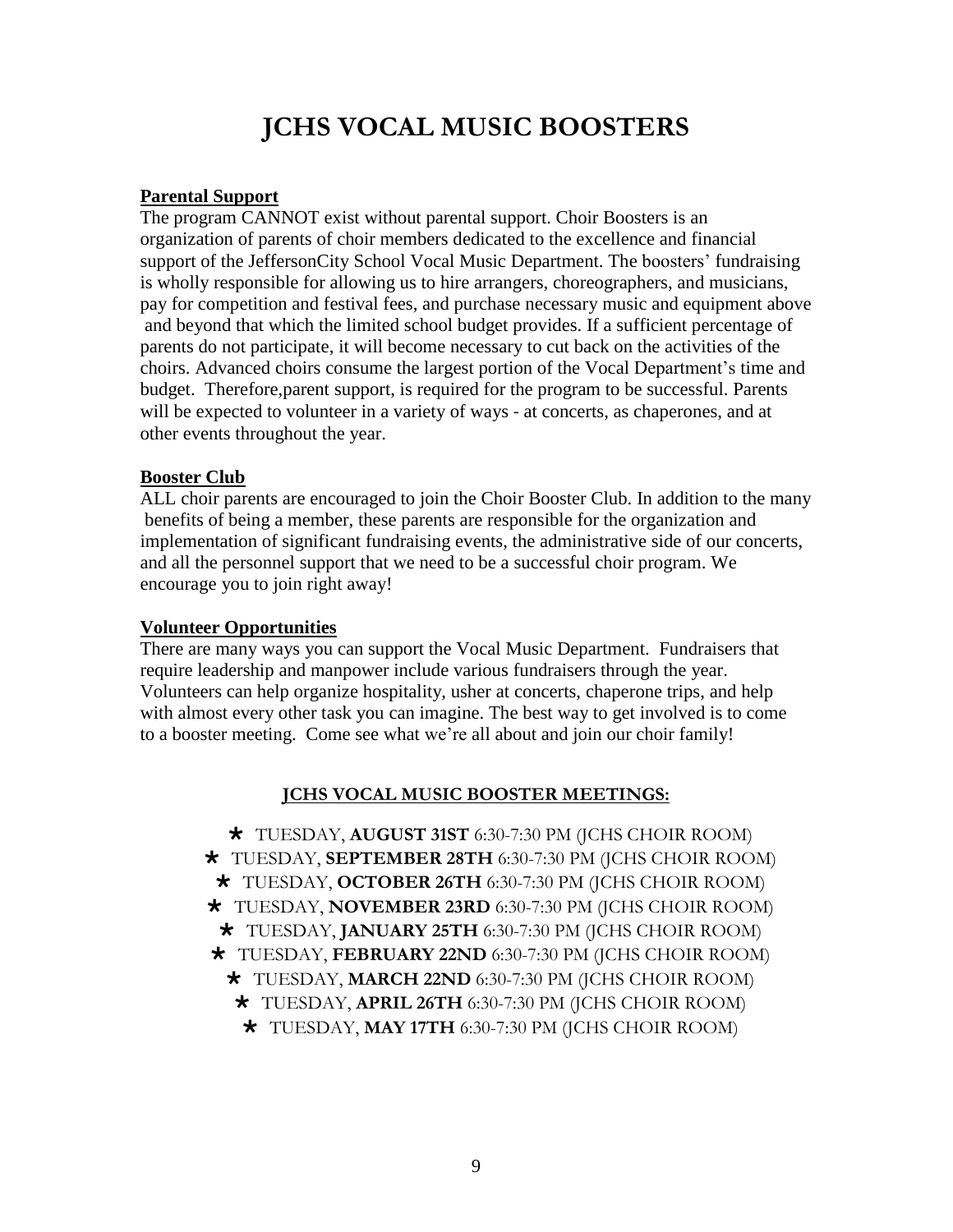# JCHS VOCAL MUSIC BOOSTERS

**Parental Support**

The program CANNOT exist without parental support. Choir Boosters is an organization of parents of choir members dedicated to the excellence and financial support of the JeffersonCity School Vocal Music Department. The boosters' fundraising is wholly responsible for allowing us to hire arrangers, choreographers, and musicians, pay for competition and festival fees, and purchase necessary music and equipment above and beyond that which the limited school budget provides. If a sufficient percentage of parents do not participate, it will become necessary to cut back on the activities of the choirs. Advanced choirs consume the largest portion of the Vocal Department's time and budget. Therefore,parent support, is required for the program to be successful. Parents will be expected to volunteer in a variety of ways - at concerts, as chaperones, and at other events throughout the year.

**Booster Club**

ALL choir parents are encouraged to join the Choir Booster Club. In addition to the many benefits of being a member, these parents are responsible for the organization and implementation of significant fundraising events, the administrative side of our concerts, and all the personnel support that we need to be a successful choir program. We encourage you to join right away!

**Volunteer Opportunities**

There are many ways you can support the Vocal Music Department. Fundraisers that require leadership and manpower include various fundraisers through the year. Volunteers can help organize hospitality, usher at concerts, chaperone trips, and help with almost every other task you can imagine. The best way to get involved is to come to a booster meeting. Come see what we're all about and join our choir family!

**JCHS VOCAL MUSIC BOOSTER MEETINGS:**

* TUESDAY, **AUGUST 31ST** 6:30-7:30 PM (JCHS CHOIR ROOM)
* TUESDAY, **SEPTEMBER 28TH** 6:30-7:30 PM (JCHS CHOIR ROOM)
* TUESDAY, **OCTOBER 26TH** 6:30-7:30 PM (JCHS CHOIR ROOM)
* TUESDAY, **NOVEMBER 23RD** 6:30-7:30 PM (JCHS CHOIR ROOM)
* TUESDAY, **JANUARY 25TH** 6:30-7:30 PM (JCHS CHOIR ROOM)
* TUESDAY, **FEBRUARY 22ND** 6:30-7:30 PM (JCHS CHOIR ROOM)
* TUESDAY, **MARCH 22ND** 6:30-7:30 PM (JCHS CHOIR ROOM)
* TUESDAY, **APRIL 26TH** 6:30-7:30 PM (JCHS CHOIR ROOM)
* TUESDAY, **MAY 17TH** 6:30-7:30 PM (JCHS CHOIR ROOM)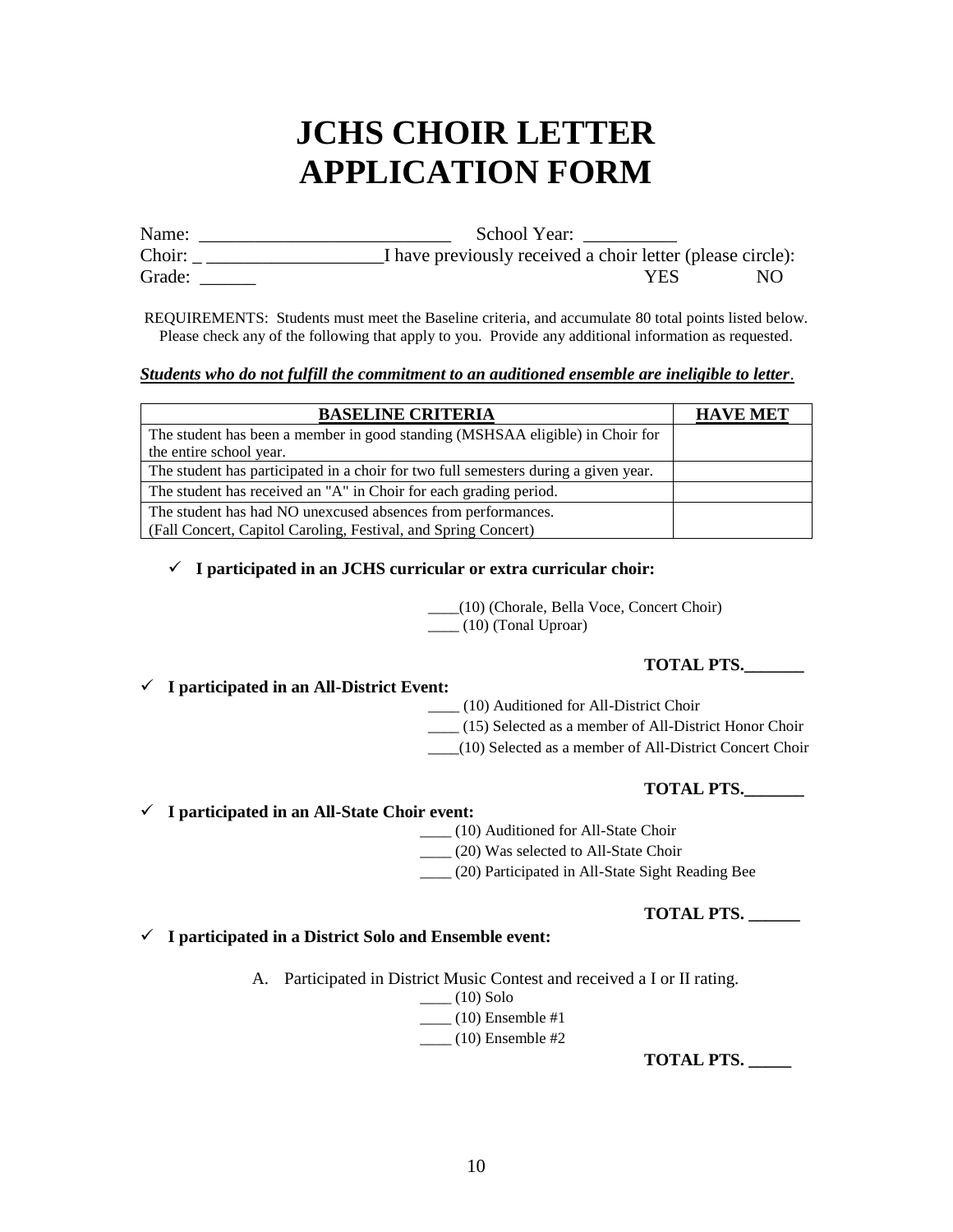# JCHS CHOIR LETTER APPLICATION FORM

Name: ___________________________ School Year: __________

Choir: _ ___________________I have previously received a choir letter (please circle):

Grade: ______ YES NO

REQUIREMENTS: Students must meet the Baseline criteria, and accumulate 80 total points listed below. Please check any of the following that apply to you. Provide any additional information as requested.

***<u>Students who do not fulfill the commitment to an auditioned ensemble are ineligible to letter</u>.***

| BASELINE CRITERIA | HAVE MET |
|---|---|
| The student has been a member in good standing (MSHSAA eligible) in Choir for the entire school year. | |
| The student has participated in a choir for two full semesters during a given year. | |
| The student has received an "A" in Choir for each grading period. | |
| The student has had NO unexcused absences from performances. (Fall Concert, Capitol Caroling, Festival, and Spring Concert) | |

✓ **I participated in an JCHS curricular or extra curricular choir:**

____(10) (Chorale, Bella Voce, Concert Choir)
____ (10) (Tonal Uproar)

**TOTAL PTS._______**

✓ **I participated in an All-District Event:**

____ (10) Auditioned for All-District Choir
____ (15) Selected as a member of All-District Honor Choir
____(10) Selected as a member of All-District Concert Choir

**TOTAL PTS._______**

✓ **I participated in an All-State Choir event:**

____ (10) Auditioned for All-State Choir
____ (20) Was selected to All-State Choir
____ (20) Participated in All-State Sight Reading Bee

**TOTAL PTS. ______**

✓ **I participated in a District Solo and Ensemble event:**

A. Participated in District Music Contest and received a I or II rating.

____ (10) Solo
____ (10) Ensemble #1
____ (10) Ensemble #2

**TOTAL PTS. _____**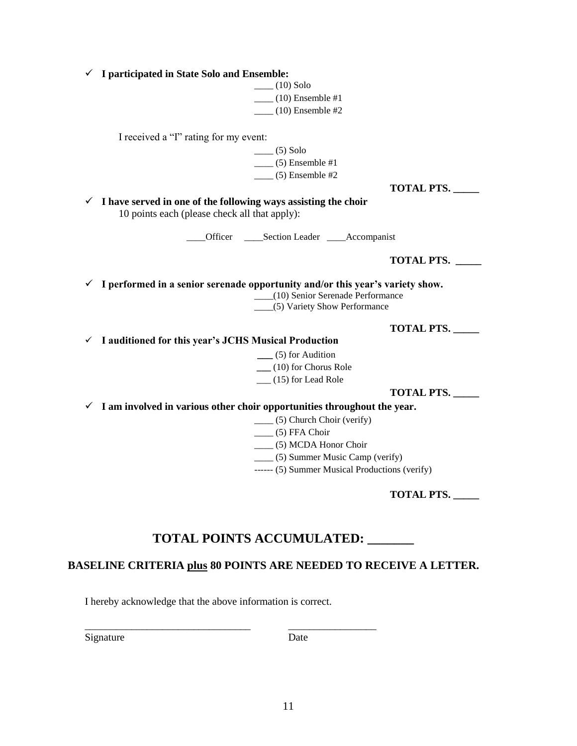- ✓ **I participated in State Solo and Ensemble:**

  ____ (10) Solo
  ____ (10) Ensemble #1
  ____ (10) Ensemble #2

  I received a "I" rating for my event:

  ____ (5) Solo
  ____ (5) Ensemble #1
  ____ (5) Ensemble #2

  **TOTAL PTS. _____**

- ✓ **I have served in one of the following ways assisting the choir**
  10 points each (please check all that apply):

  ____Officer ____Section Leader ____Accompanist

  **TOTAL PTS. _____**

- ✓ **I performed in a senior serenade opportunity and/or this year's variety show.**

  ____(10) Senior Serenade Performance
  ____(5) Variety Show Performance

  **TOTAL PTS. _____**

- ✓ **I auditioned for this year's JCHS Musical Production**

  ___ (5) for Audition
  ___ (10) for Chorus Role
  ___ (15) for Lead Role

  **TOTAL PTS. _____**

- ✓ **I am involved in various other choir opportunities throughout the year.**

  ____ (5) Church Choir (verify)
  ____ (5) FFA Choir
  ____ (5) MCDA Honor Choir
  ____ (5) Summer Music Camp (verify)
  ------ (5) Summer Musical Productions (verify)

  **TOTAL PTS. _____**

## TOTAL POINTS ACCUMULATED: _______

**BASELINE CRITERIA <u>plus</u> 80 POINTS ARE NEEDED TO RECEIVE A LETTER.**

I hereby acknowledge that the above information is correct.

________________________________ _________________
Signature Date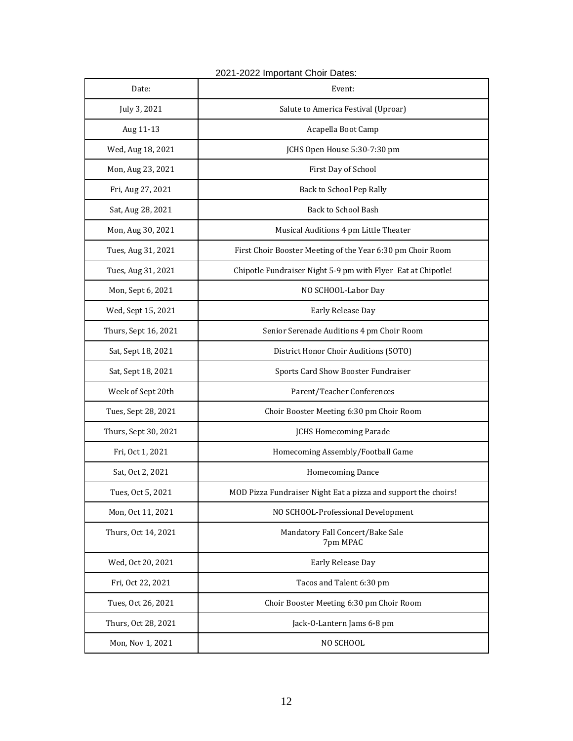2021-2022 Important Choir Dates:

| Date: | Event: |
|---|---|
| July 3, 2021 | Salute to America Festival (Uproar) |
| Aug 11-13 | Acapella Boot Camp |
| Wed, Aug 18, 2021 | JCHS Open House 5:30-7:30 pm |
| Mon, Aug 23, 2021 | First Day of School |
| Fri, Aug 27, 2021 | Back to School Pep Rally |
| Sat, Aug 28, 2021 | Back to School Bash |
| Mon, Aug 30, 2021 | Musical Auditions 4 pm Little Theater |
| Tues, Aug 31, 2021 | First Choir Booster Meeting of the Year 6:30 pm Choir Room |
| Tues, Aug 31, 2021 | Chipotle Fundraiser Night 5-9 pm with Flyer Eat at Chipotle! |
| Mon, Sept 6, 2021 | NO SCHOOL-Labor Day |
| Wed, Sept 15, 2021 | Early Release Day |
| Thurs, Sept 16, 2021 | Senior Serenade Auditions 4 pm Choir Room |
| Sat, Sept 18, 2021 | District Honor Choir Auditions (SOTO) |
| Sat, Sept 18, 2021 | Sports Card Show Booster Fundraiser |
| Week of Sept 20th | Parent/Teacher Conferences |
| Tues, Sept 28, 2021 | Choir Booster Meeting 6:30 pm Choir Room |
| Thurs, Sept 30, 2021 | JCHS Homecoming Parade |
| Fri, Oct 1, 2021 | Homecoming Assembly/Football Game |
| Sat, Oct 2, 2021 | Homecoming Dance |
| Tues, Oct 5, 2021 | MOD Pizza Fundraiser Night Eat a pizza and support the choirs! |
| Mon, Oct 11, 2021 | NO SCHOOL-Professional Development |
| Thurs, Oct 14, 2021 | Mandatory Fall Concert/Bake Sale 7pm MPAC |
| Wed, Oct 20, 2021 | Early Release Day |
| Fri, Oct 22, 2021 | Tacos and Talent 6:30 pm |
| Tues, Oct 26, 2021 | Choir Booster Meeting 6:30 pm Choir Room |
| Thurs, Oct 28, 2021 | Jack-O-Lantern Jams 6-8 pm |
| Mon, Nov 1, 2021 | NO SCHOOL |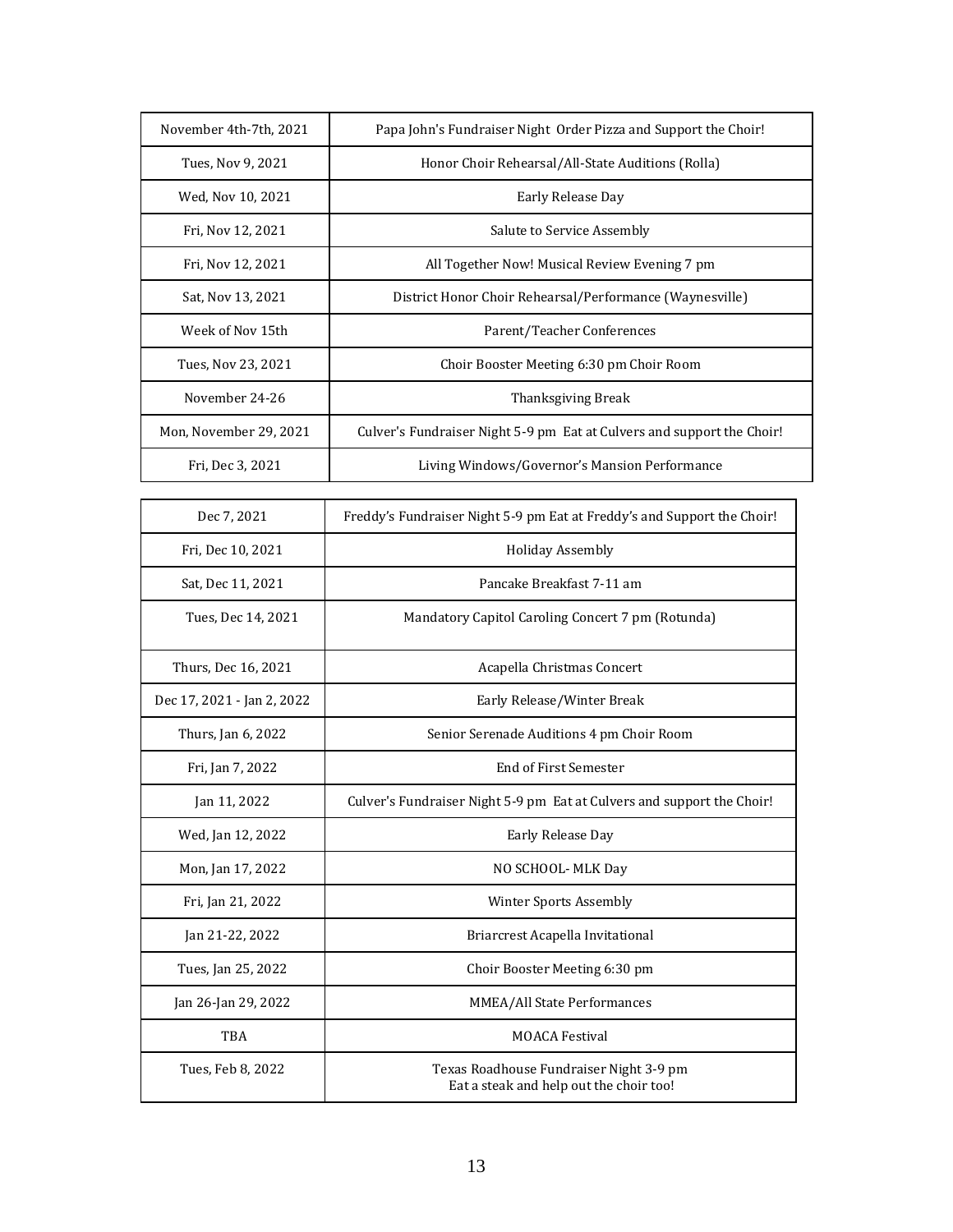| | |
|---|---|
| November 4th-7th, 2021 | Papa John's Fundraiser Night Order Pizza and Support the Choir! |
| Tues, Nov 9, 2021 | Honor Choir Rehearsal/All-State Auditions (Rolla) |
| Wed, Nov 10, 2021 | Early Release Day |
| Fri, Nov 12, 2021 | Salute to Service Assembly |
| Fri, Nov 12, 2021 | All Together Now! Musical Review Evening 7 pm |
| Sat, Nov 13, 2021 | District Honor Choir Rehearsal/Performance (Waynesville) |
| Week of Nov 15th | Parent/Teacher Conferences |
| Tues, Nov 23, 2021 | Choir Booster Meeting 6:30 pm Choir Room |
| November 24-26 | Thanksgiving Break |
| Mon, November 29, 2021 | Culver's Fundraiser Night 5-9 pm Eat at Culvers and support the Choir! |
| Fri, Dec 3, 2021 | Living Windows/Governor's Mansion Performance |

| | |
|---|---|
| Dec 7, 2021 | Freddy's Fundraiser Night 5-9 pm Eat at Freddy's and Support the Choir! |
| Fri, Dec 10, 2021 | Holiday Assembly |
| Sat, Dec 11, 2021 | Pancake Breakfast 7-11 am |
| Tues, Dec 14, 2021 | Mandatory Capitol Caroling Concert 7 pm (Rotunda) |
| Thurs, Dec 16, 2021 | Acapella Christmas Concert |
| Dec 17, 2021 - Jan 2, 2022 | Early Release/Winter Break |
| Thurs, Jan 6, 2022 | Senior Serenade Auditions 4 pm Choir Room |
| Fri, Jan 7, 2022 | End of First Semester |
| Jan 11, 2022 | Culver's Fundraiser Night 5-9 pm Eat at Culvers and support the Choir! |
| Wed, Jan 12, 2022 | Early Release Day |
| Mon, Jan 17, 2022 | NO SCHOOL- MLK Day |
| Fri, Jan 21, 2022 | Winter Sports Assembly |
| Jan 21-22, 2022 | Briarcrest Acapella Invitational |
| Tues, Jan 25, 2022 | Choir Booster Meeting 6:30 pm |
| Jan 26-Jan 29, 2022 | MMEA/All State Performances |
| TBA | MOACA Festival |
| Tues, Feb 8, 2022 | Texas Roadhouse Fundraiser Night 3-9 pm Eat a steak and help out the choir too! |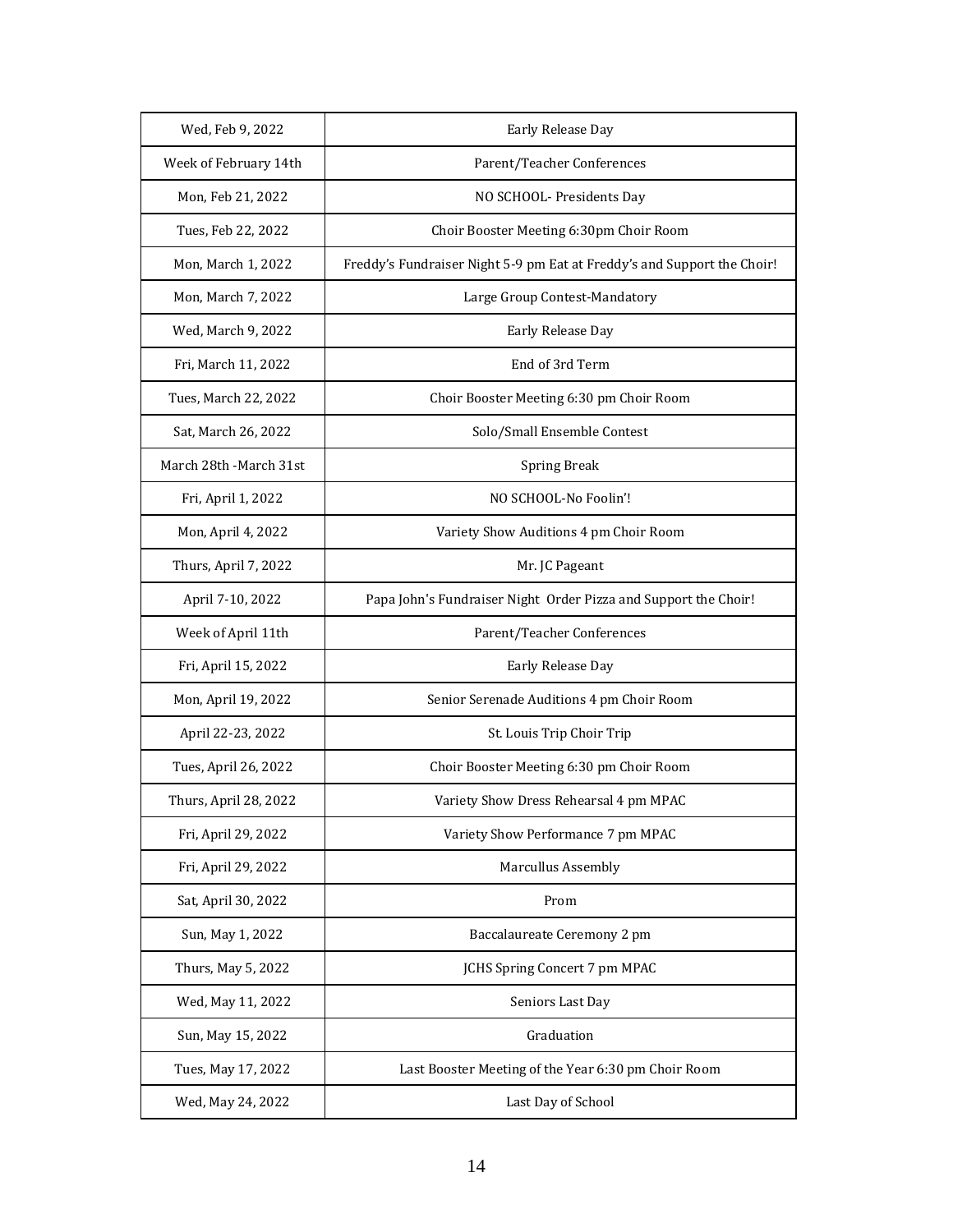| | |
|---|---|
| Wed, Feb 9, 2022 | Early Release Day |
| Week of February 14th | Parent/Teacher Conferences |
| Mon, Feb 21, 2022 | NO SCHOOL- Presidents Day |
| Tues, Feb 22, 2022 | Choir Booster Meeting 6:30pm Choir Room |
| Mon, March 1, 2022 | Freddy's Fundraiser Night 5-9 pm Eat at Freddy's and Support the Choir! |
| Mon, March 7, 2022 | Large Group Contest-Mandatory |
| Wed, March 9, 2022 | Early Release Day |
| Fri, March 11, 2022 | End of 3rd Term |
| Tues, March 22, 2022 | Choir Booster Meeting 6:30 pm Choir Room |
| Sat, March 26, 2022 | Solo/Small Ensemble Contest |
| March 28th -March 31st | Spring Break |
| Fri, April 1, 2022 | NO SCHOOL-No Foolin'! |
| Mon, April 4, 2022 | Variety Show Auditions 4 pm Choir Room |
| Thurs, April 7, 2022 | Mr. JC Pageant |
| April 7-10, 2022 | Papa John's Fundraiser Night Order Pizza and Support the Choir! |
| Week of April 11th | Parent/Teacher Conferences |
| Fri, April 15, 2022 | Early Release Day |
| Mon, April 19, 2022 | Senior Serenade Auditions 4 pm Choir Room |
| April 22-23, 2022 | St. Louis Trip Choir Trip |
| Tues, April 26, 2022 | Choir Booster Meeting 6:30 pm Choir Room |
| Thurs, April 28, 2022 | Variety Show Dress Rehearsal 4 pm MPAC |
| Fri, April 29, 2022 | Variety Show Performance 7 pm MPAC |
| Fri, April 29, 2022 | Marcullus Assembly |
| Sat, April 30, 2022 | Prom |
| Sun, May 1, 2022 | Baccalaureate Ceremony 2 pm |
| Thurs, May 5, 2022 | JCHS Spring Concert 7 pm MPAC |
| Wed, May 11, 2022 | Seniors Last Day |
| Sun, May 15, 2022 | Graduation |
| Tues, May 17, 2022 | Last Booster Meeting of the Year 6:30 pm Choir Room |
| Wed, May 24, 2022 | Last Day of School |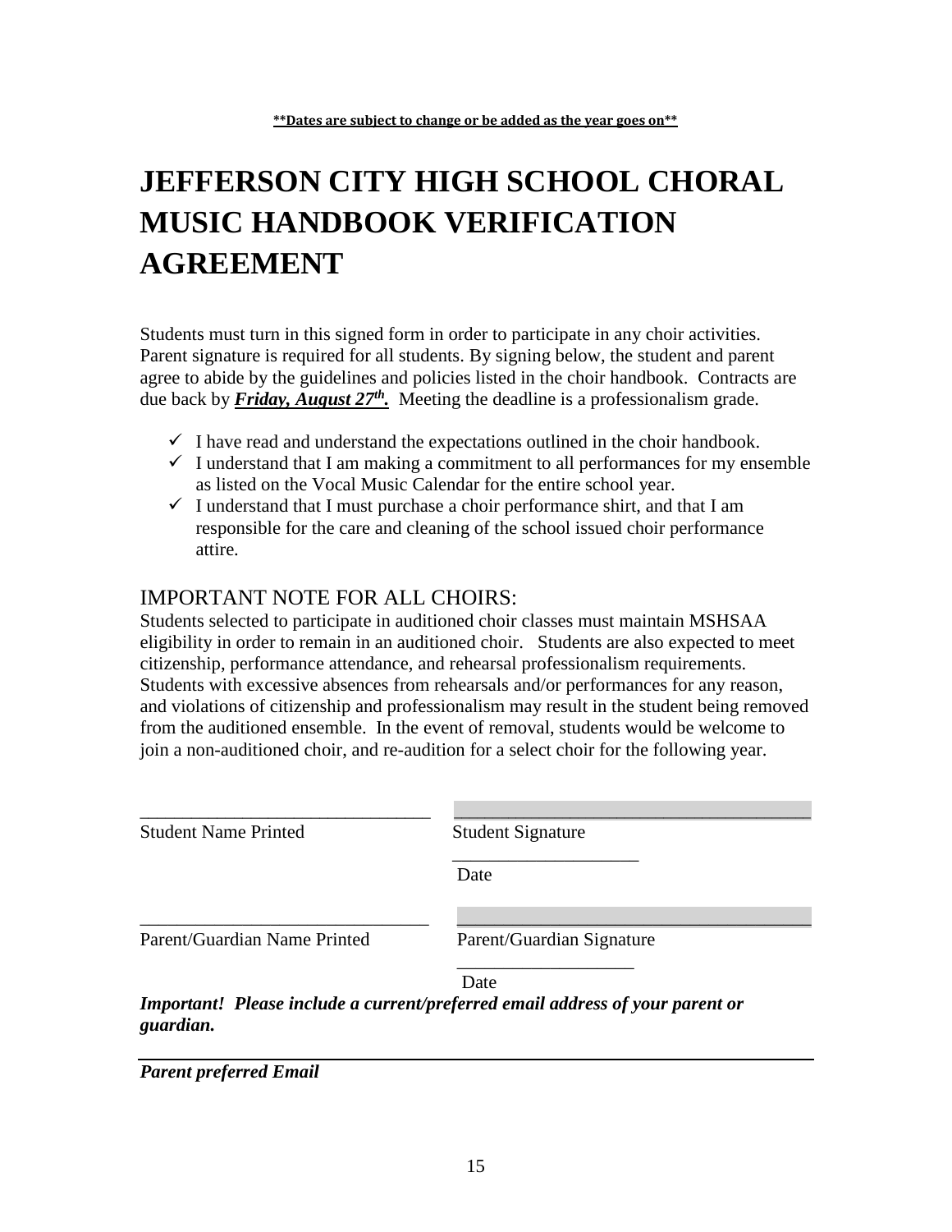**\*\*Dates are subject to change or be added as the year goes on\*\***

# JEFFERSON CITY HIGH SCHOOL CHORAL MUSIC HANDBOOK VERIFICATION AGREEMENT

Students must turn in this signed form in order to participate in any choir activities. Parent signature is required for all students. By signing below, the student and parent agree to abide by the guidelines and policies listed in the choir handbook. Contracts are due back by ***Friday, August 27th.*** Meeting the deadline is a professionalism grade.

- ✓ I have read and understand the expectations outlined in the choir handbook.
- ✓ I understand that I am making a commitment to all performances for my ensemble as listed on the Vocal Music Calendar for the entire school year.
- ✓ I understand that I must purchase a choir performance shirt, and that I am responsible for the care and cleaning of the school issued choir performance attire.

## IMPORTANT NOTE FOR ALL CHOIRS:

Students selected to participate in auditioned choir classes must maintain MSHSAA eligibility in order to remain in an auditioned choir. Students are also expected to meet citizenship, performance attendance, and rehearsal professionalism requirements. Students with excessive absences from rehearsals and/or performances for any reason, and violations of citizenship and professionalism may result in the student being removed from the auditioned ensemble. In the event of removal, students would be welcome to join a non-auditioned choir, and re-audition for a select choir for the following year.

_______________________________ _______________________________
Student Name Printed Student Signature

_______________________________
Date

_______________________________ _______________________________
Parent/Guardian Name Printed Parent/Guardian Signature

_______________________________
Date

***Important! Please include a current/preferred email address of your parent or guardian.***

_______________________________________________________________

***Parent preferred Email***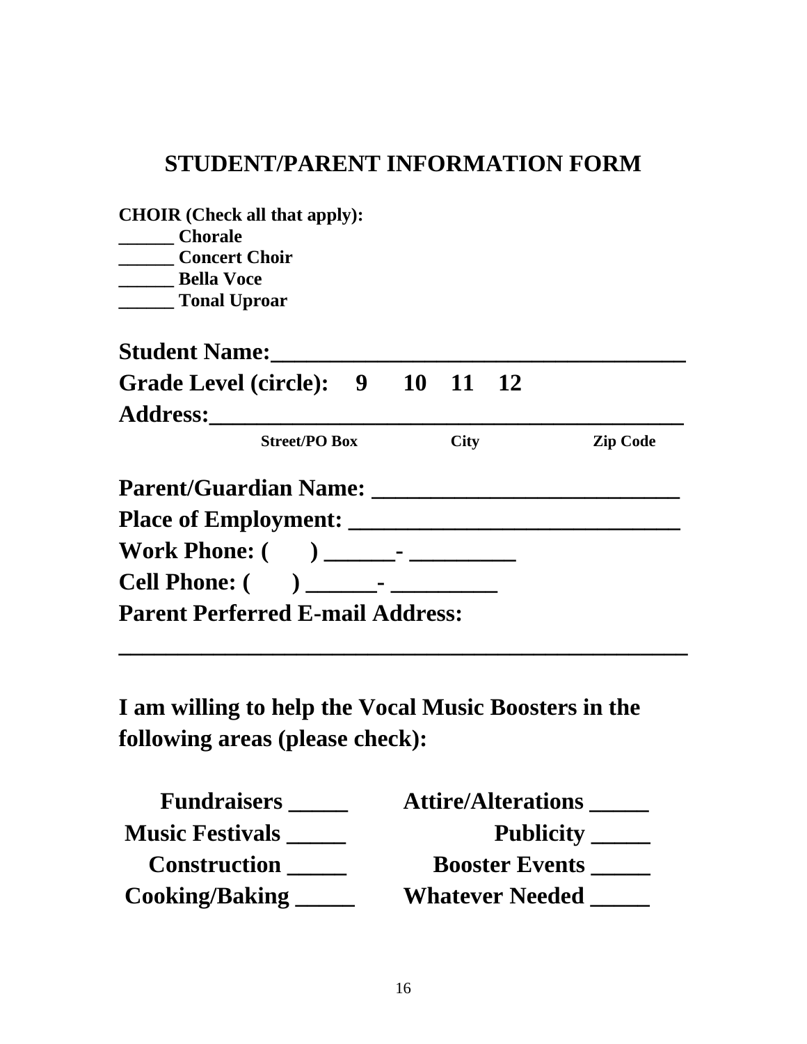# STUDENT/PARENT INFORMATION FORM

**CHOIR (Check all that apply):**
**______ Chorale**
**______ Concert Choir**
**______ Bella Voce**
**______ Tonal Uproar**

**Student Name:___________________________________**

**Grade Level (circle): 9 10 11 12**

**Address:________________________________________**
**Street/PO Box City Zip Code**

**Parent/Guardian Name: _________________________**

**Place of Employment: ___________________________**

**Work Phone: ( ) ______- _________**

**Cell Phone: ( ) ______- _________**

**Parent Perferred E-mail Address:**

**________________________________________________**

**I am willing to help the Vocal Music Boosters in the following areas (please check):**

| | |
|---|---|
| **Fundraisers _____** | **Attire/Alterations _____** |
| **Music Festivals _____** | **Publicity _____** |
| **Construction _____** | **Booster Events _____** |
| **Cooking/Baking _____** | **Whatever Needed _____** |